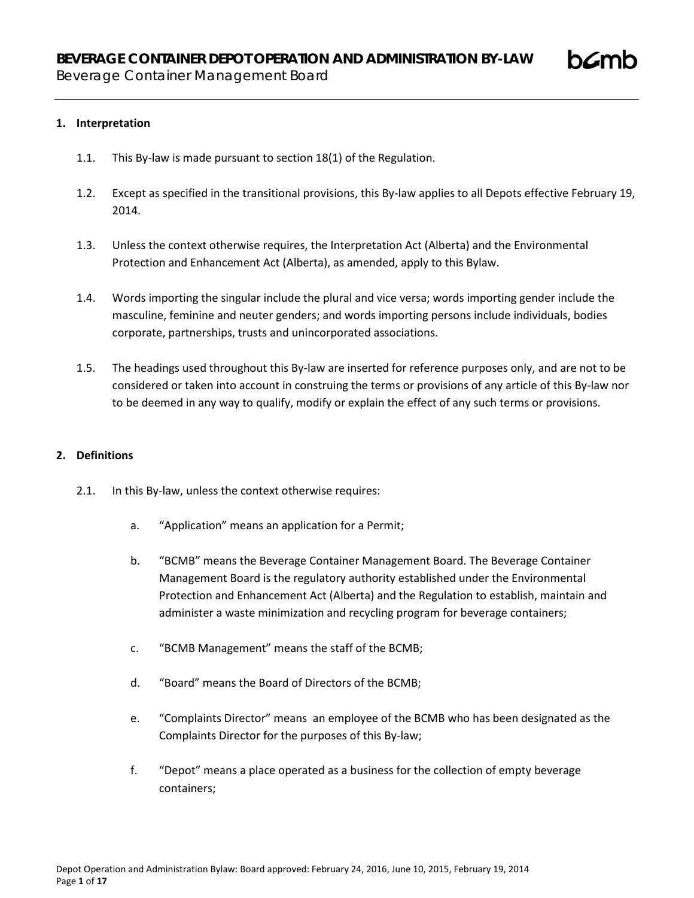# BEVERAGE CONTAINER DEPOT OPERATION AND ADMINISTRATION BY-LAW

Beverage Container Management Board

## 1. Interpretation

1.1. This By-law is made pursuant to section 18(1) of the Regulation.

1.2. Except as specified in the transitional provisions, this By-law applies to all Depots effective February 19, 2014.

1.3. Unless the context otherwise requires, the Interpretation Act (Alberta) and the Environmental Protection and Enhancement Act (Alberta), as amended, apply to this Bylaw.

1.4. Words importing the singular include the plural and vice versa; words importing gender include the masculine, feminine and neuter genders; and words importing persons include individuals, bodies corporate, partnerships, trusts and unincorporated associations.

1.5. The headings used throughout this By-law are inserted for reference purposes only, and are not to be considered or taken into account in construing the terms or provisions of any article of this By-law nor to be deemed in any way to qualify, modify or explain the effect of any such terms or provisions.

## 2. Definitions

2.1. In this By-law, unless the context otherwise requires:

a. "Application" means an application for a Permit;

b. "BCMB" means the Beverage Container Management Board. The Beverage Container Management Board is the regulatory authority established under the Environmental Protection and Enhancement Act (Alberta) and the Regulation to establish, maintain and administer a waste minimization and recycling program for beverage containers;

c. "BCMB Management" means the staff of the BCMB;

d. "Board" means the Board of Directors of the BCMB;

e. "Complaints Director" means an employee of the BCMB who has been designated as the Complaints Director for the purposes of this By-law;

f. "Depot" means a place operated as a business for the collection of empty beverage containers;

Depot Operation and Administration Bylaw: Board approved: February 24, 2016, June 10, 2015, February 19, 2014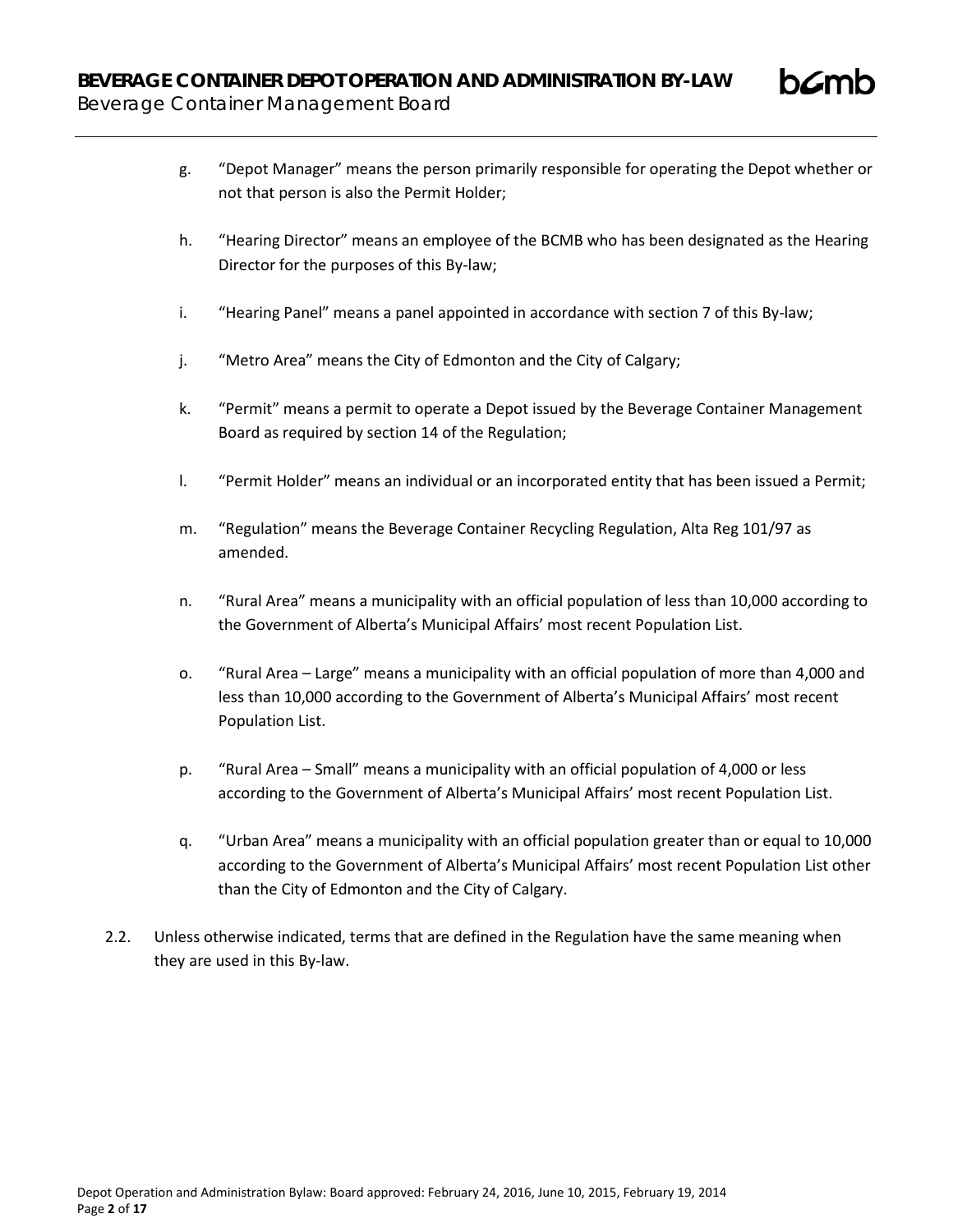g. "Depot Manager" means the person primarily responsible for operating the Depot whether or not that person is also the Permit Holder;

h. "Hearing Director" means an employee of the BCMB who has been designated as the Hearing Director for the purposes of this By-law;

i. "Hearing Panel" means a panel appointed in accordance with section 7 of this By-law;

j. "Metro Area" means the City of Edmonton and the City of Calgary;

k. "Permit" means a permit to operate a Depot issued by the Beverage Container Management Board as required by section 14 of the Regulation;

l. "Permit Holder" means an individual or an incorporated entity that has been issued a Permit;

m. "Regulation" means the Beverage Container Recycling Regulation, Alta Reg 101/97 as amended.

n. "Rural Area" means a municipality with an official population of less than 10,000 according to the Government of Alberta's Municipal Affairs' most recent Population List.

o. "Rural Area – Large" means a municipality with an official population of more than 4,000 and less than 10,000 according to the Government of Alberta's Municipal Affairs' most recent Population List.

p. "Rural Area – Small" means a municipality with an official population of 4,000 or less according to the Government of Alberta's Municipal Affairs' most recent Population List.

q. "Urban Area" means a municipality with an official population greater than or equal to 10,000 according to the Government of Alberta's Municipal Affairs' most recent Population List other than the City of Edmonton and the City of Calgary.

2.2. Unless otherwise indicated, terms that are defined in the Regulation have the same meaning when they are used in this By-law.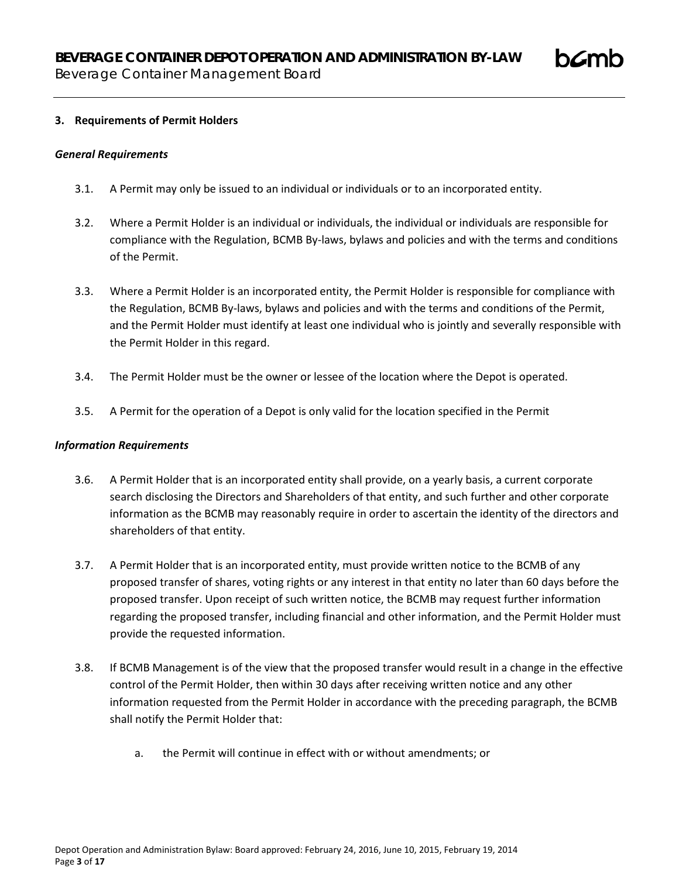## 3. Requirements of Permit Holders

### *General Requirements*

3.1. A Permit may only be issued to an individual or individuals or to an incorporated entity.

3.2. Where a Permit Holder is an individual or individuals, the individual or individuals are responsible for compliance with the Regulation, BCMB By-laws, bylaws and policies and with the terms and conditions of the Permit.

3.3. Where a Permit Holder is an incorporated entity, the Permit Holder is responsible for compliance with the Regulation, BCMB By-laws, bylaws and policies and with the terms and conditions of the Permit, and the Permit Holder must identify at least one individual who is jointly and severally responsible with the Permit Holder in this regard.

3.4. The Permit Holder must be the owner or lessee of the location where the Depot is operated.

3.5. A Permit for the operation of a Depot is only valid for the location specified in the Permit

### *Information Requirements*

3.6. A Permit Holder that is an incorporated entity shall provide, on a yearly basis, a current corporate search disclosing the Directors and Shareholders of that entity, and such further and other corporate information as the BCMB may reasonably require in order to ascertain the identity of the directors and shareholders of that entity.

3.7. A Permit Holder that is an incorporated entity, must provide written notice to the BCMB of any proposed transfer of shares, voting rights or any interest in that entity no later than 60 days before the proposed transfer. Upon receipt of such written notice, the BCMB may request further information regarding the proposed transfer, including financial and other information, and the Permit Holder must provide the requested information.

3.8. If BCMB Management is of the view that the proposed transfer would result in a change in the effective control of the Permit Holder, then within 30 days after receiving written notice and any other information requested from the Permit Holder in accordance with the preceding paragraph, the BCMB shall notify the Permit Holder that:

   a. the Permit will continue in effect with or without amendments; or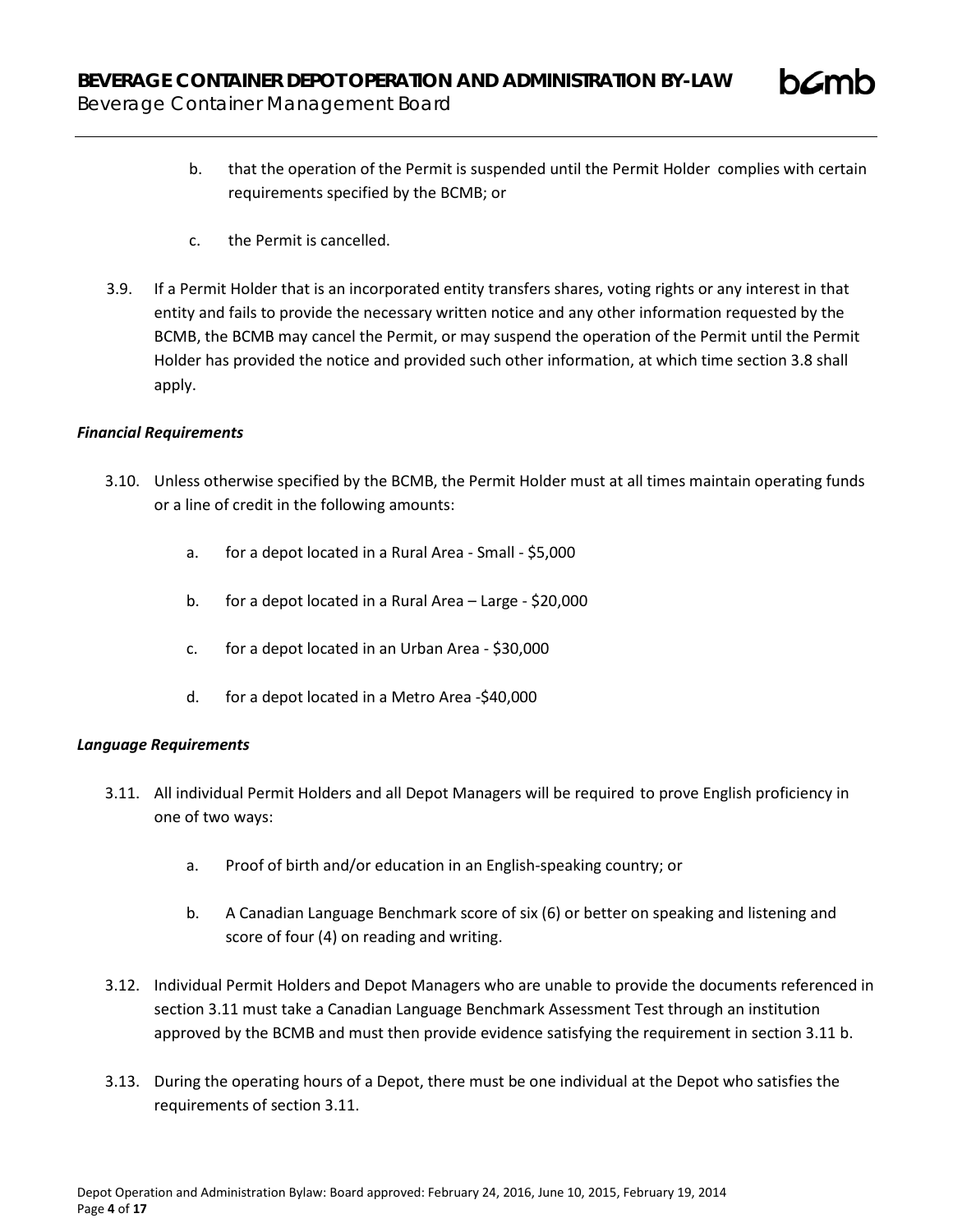b. that the operation of the Permit is suspended until the Permit Holder complies with certain requirements specified by the BCMB; or

c. the Permit is cancelled.

3.9. If a Permit Holder that is an incorporated entity transfers shares, voting rights or any interest in that entity and fails to provide the necessary written notice and any other information requested by the BCMB, the BCMB may cancel the Permit, or may suspend the operation of the Permit until the Permit Holder has provided the notice and provided such other information, at which time section 3.8 shall apply.

***Financial Requirements***

3.10. Unless otherwise specified by the BCMB, the Permit Holder must at all times maintain operating funds or a line of credit in the following amounts:

a. for a depot located in a Rural Area - Small - $5,000

b. for a depot located in a Rural Area – Large - $20,000

c. for a depot located in an Urban Area - $30,000

d. for a depot located in a Metro Area -$40,000

***Language Requirements***

3.11. All individual Permit Holders and all Depot Managers will be required to prove English proficiency in one of two ways:

a. Proof of birth and/or education in an English-speaking country; or

b. A Canadian Language Benchmark score of six (6) or better on speaking and listening and score of four (4) on reading and writing.

3.12. Individual Permit Holders and Depot Managers who are unable to provide the documents referenced in section 3.11 must take a Canadian Language Benchmark Assessment Test through an institution approved by the BCMB and must then provide evidence satisfying the requirement in section 3.11 b.

3.13. During the operating hours of a Depot, there must be one individual at the Depot who satisfies the requirements of section 3.11.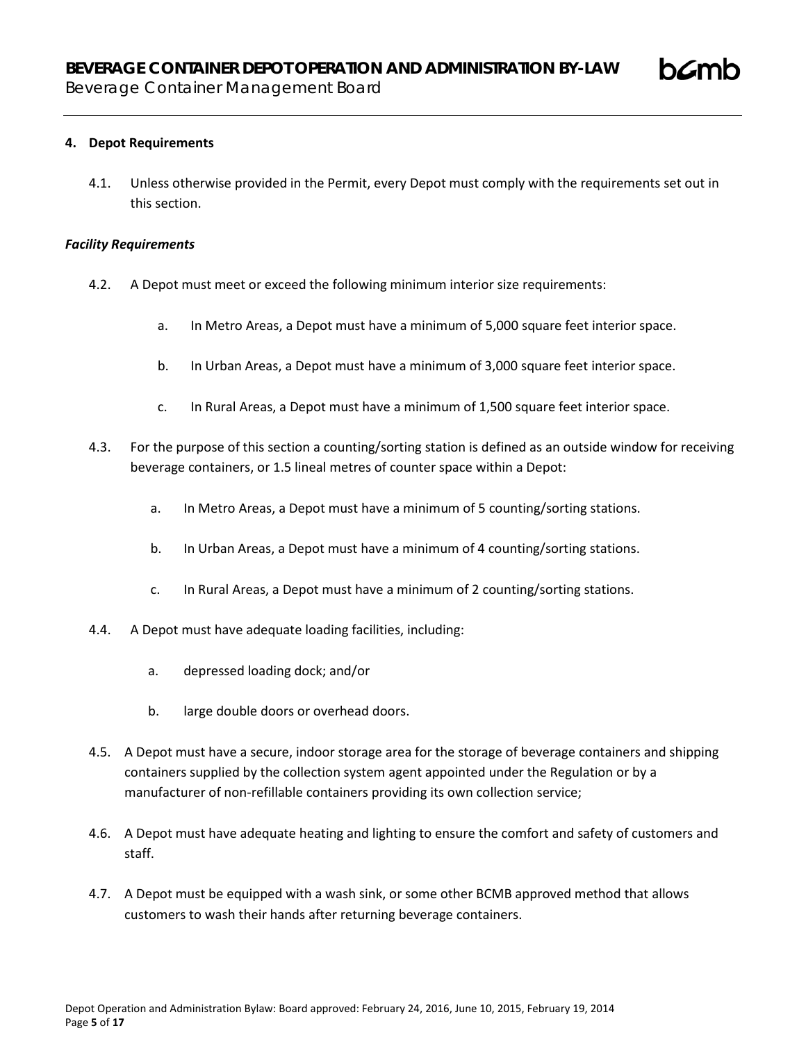## 4. Depot Requirements

4.1. Unless otherwise provided in the Permit, every Depot must comply with the requirements set out in this section.

***Facility Requirements***

4.2. A Depot must meet or exceed the following minimum interior size requirements:

a. In Metro Areas, a Depot must have a minimum of 5,000 square feet interior space.

b. In Urban Areas, a Depot must have a minimum of 3,000 square feet interior space.

c. In Rural Areas, a Depot must have a minimum of 1,500 square feet interior space.

4.3. For the purpose of this section a counting/sorting station is defined as an outside window for receiving beverage containers, or 1.5 lineal metres of counter space within a Depot:

a. In Metro Areas, a Depot must have a minimum of 5 counting/sorting stations.

b. In Urban Areas, a Depot must have a minimum of 4 counting/sorting stations.

c. In Rural Areas, a Depot must have a minimum of 2 counting/sorting stations.

4.4. A Depot must have adequate loading facilities, including:

a. depressed loading dock; and/or

b. large double doors or overhead doors.

4.5. A Depot must have a secure, indoor storage area for the storage of beverage containers and shipping containers supplied by the collection system agent appointed under the Regulation or by a manufacturer of non-refillable containers providing its own collection service;

4.6. A Depot must have adequate heating and lighting to ensure the comfort and safety of customers and staff.

4.7. A Depot must be equipped with a wash sink, or some other BCMB approved method that allows customers to wash their hands after returning beverage containers.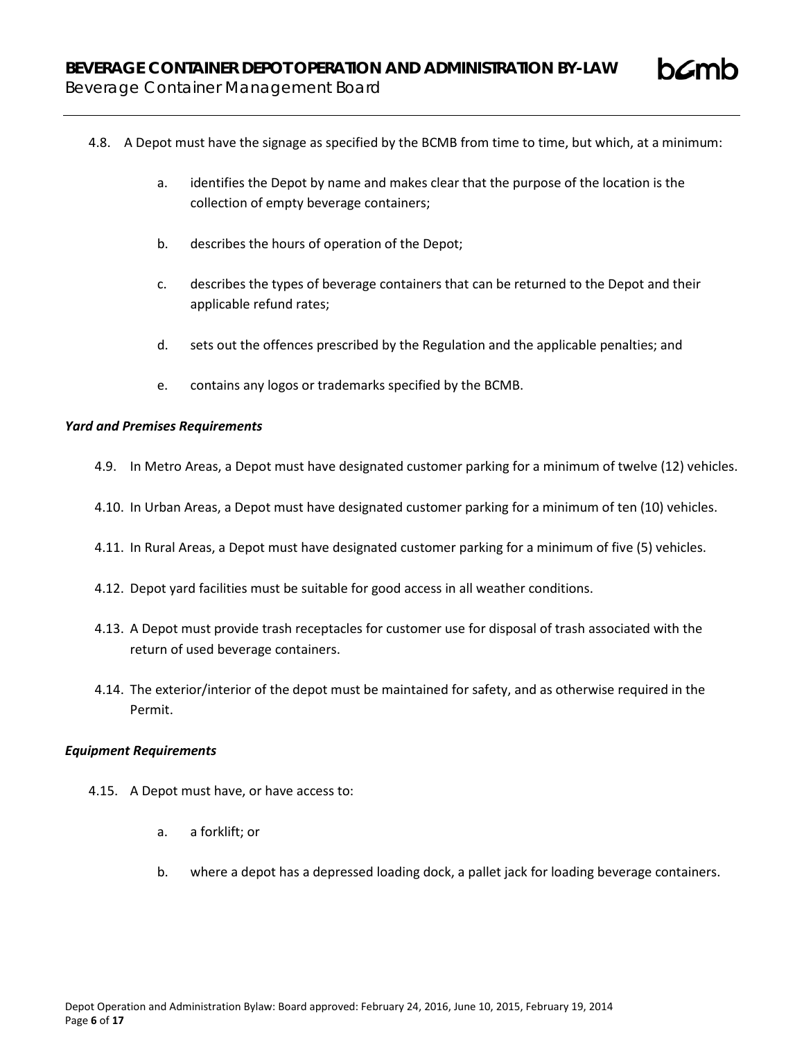4.8. A Depot must have the signage as specified by the BCMB from time to time, but which, at a minimum:

   a. identifies the Depot by name and makes clear that the purpose of the location is the collection of empty beverage containers;

   b. describes the hours of operation of the Depot;

   c. describes the types of beverage containers that can be returned to the Depot and their applicable refund rates;

   d. sets out the offences prescribed by the Regulation and the applicable penalties; and

   e. contains any logos or trademarks specified by the BCMB.

***Yard and Premises Requirements***

4.9. In Metro Areas, a Depot must have designated customer parking for a minimum of twelve (12) vehicles.

4.10. In Urban Areas, a Depot must have designated customer parking for a minimum of ten (10) vehicles.

4.11. In Rural Areas, a Depot must have designated customer parking for a minimum of five (5) vehicles.

4.12. Depot yard facilities must be suitable for good access in all weather conditions.

4.13. A Depot must provide trash receptacles for customer use for disposal of trash associated with the return of used beverage containers.

4.14. The exterior/interior of the depot must be maintained for safety, and as otherwise required in the Permit.

***Equipment Requirements***

4.15. A Depot must have, or have access to:

   a. a forklift; or

   b. where a depot has a depressed loading dock, a pallet jack for loading beverage containers.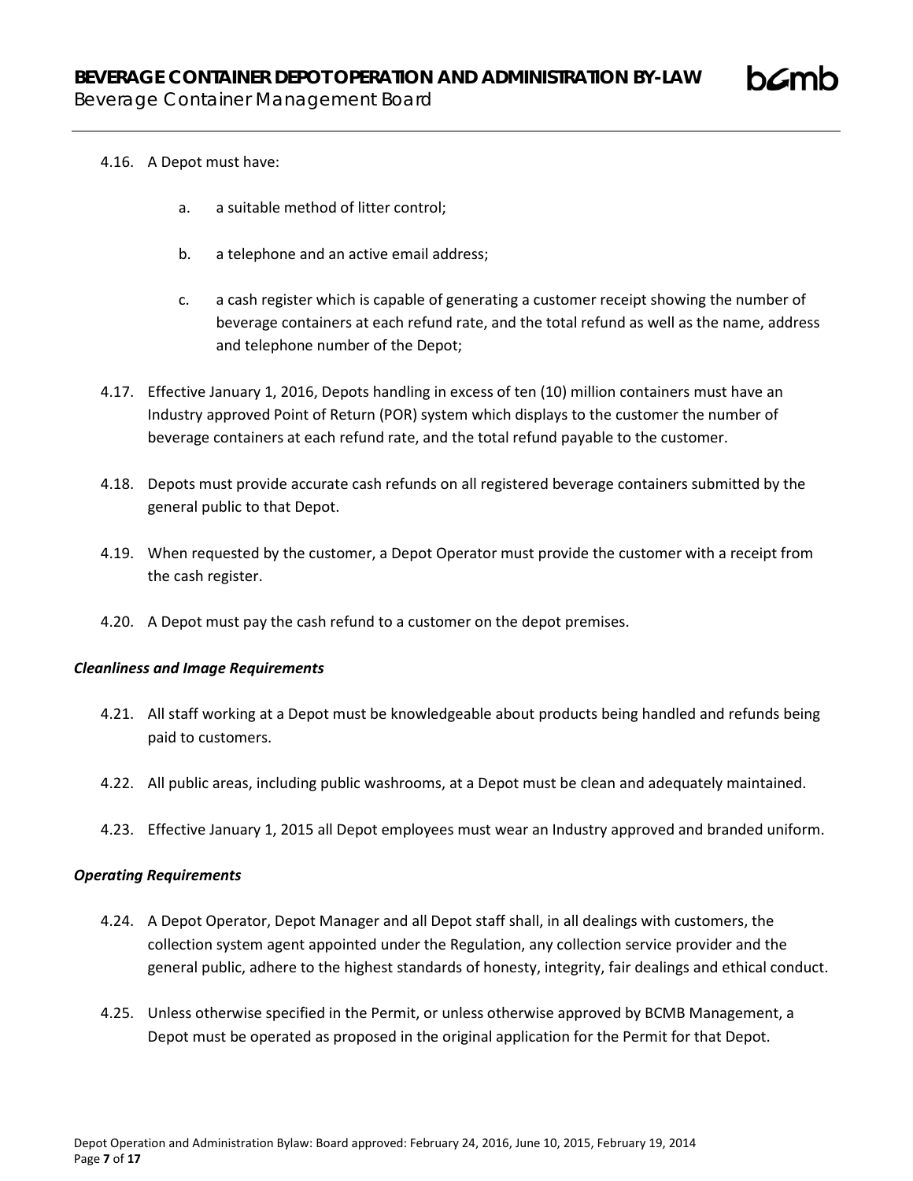4.16. A Depot must have:

  a. a suitable method of litter control;

  b. a telephone and an active email address;

  c. a cash register which is capable of generating a customer receipt showing the number of beverage containers at each refund rate, and the total refund as well as the name, address and telephone number of the Depot;

4.17. Effective January 1, 2016, Depots handling in excess of ten (10) million containers must have an Industry approved Point of Return (POR) system which displays to the customer the number of beverage containers at each refund rate, and the total refund payable to the customer.

4.18. Depots must provide accurate cash refunds on all registered beverage containers submitted by the general public to that Depot.

4.19. When requested by the customer, a Depot Operator must provide the customer with a receipt from the cash register.

4.20. A Depot must pay the cash refund to a customer on the depot premises.

***Cleanliness and Image Requirements***

4.21. All staff working at a Depot must be knowledgeable about products being handled and refunds being paid to customers.

4.22. All public areas, including public washrooms, at a Depot must be clean and adequately maintained.

4.23. Effective January 1, 2015 all Depot employees must wear an Industry approved and branded uniform.

***Operating Requirements***

4.24. A Depot Operator, Depot Manager and all Depot staff shall, in all dealings with customers, the collection system agent appointed under the Regulation, any collection service provider and the general public, adhere to the highest standards of honesty, integrity, fair dealings and ethical conduct.

4.25. Unless otherwise specified in the Permit, or unless otherwise approved by BCMB Management, a Depot must be operated as proposed in the original application for the Permit for that Depot.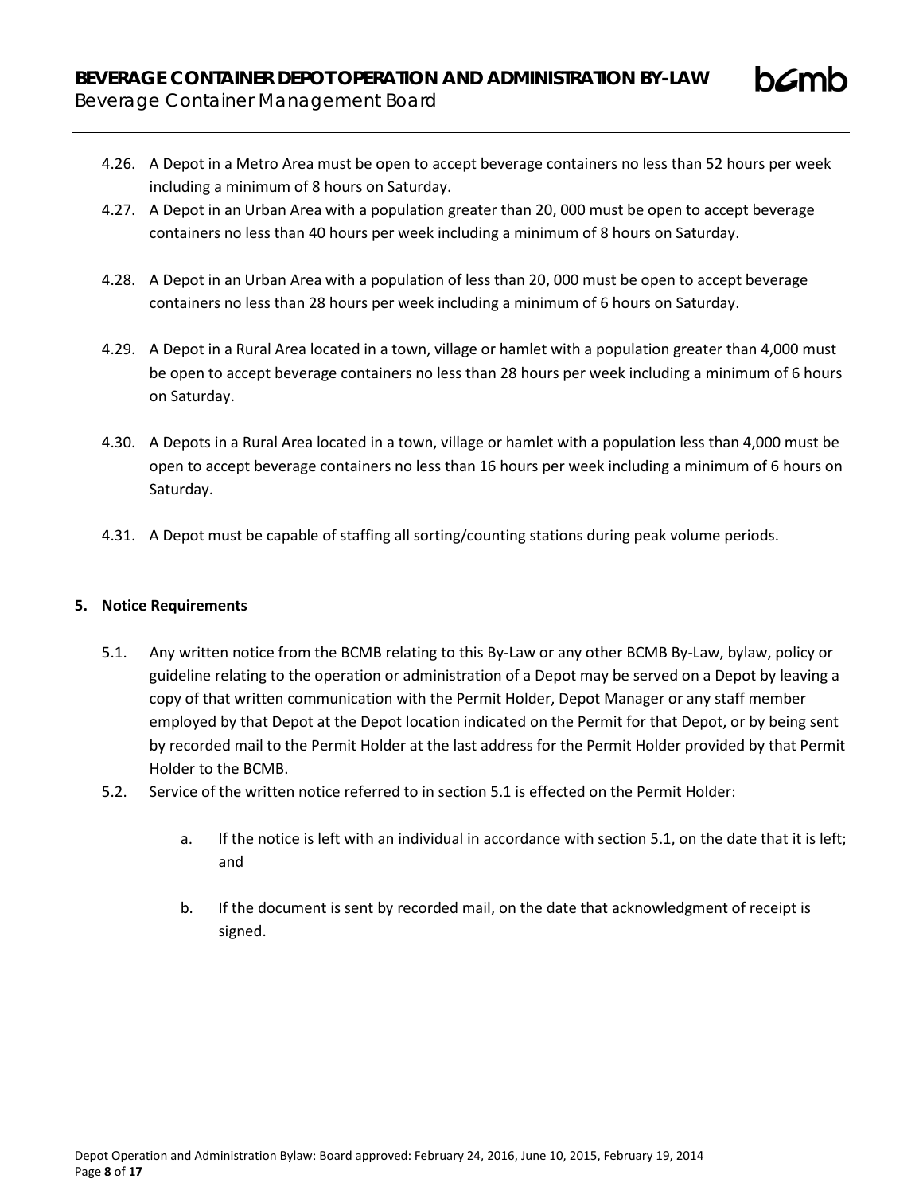4.26. A Depot in a Metro Area must be open to accept beverage containers no less than 52 hours per week including a minimum of 8 hours on Saturday.

4.27. A Depot in an Urban Area with a population greater than 20, 000 must be open to accept beverage containers no less than 40 hours per week including a minimum of 8 hours on Saturday.

4.28. A Depot in an Urban Area with a population of less than 20, 000 must be open to accept beverage containers no less than 28 hours per week including a minimum of 6 hours on Saturday.

4.29. A Depot in a Rural Area located in a town, village or hamlet with a population greater than 4,000 must be open to accept beverage containers no less than 28 hours per week including a minimum of 6 hours on Saturday.

4.30. A Depots in a Rural Area located in a town, village or hamlet with a population less than 4,000 must be open to accept beverage containers no less than 16 hours per week including a minimum of 6 hours on Saturday.

4.31. A Depot must be capable of staffing all sorting/counting stations during peak volume periods.

## 5. Notice Requirements

5.1. Any written notice from the BCMB relating to this By-Law or any other BCMB By-Law, bylaw, policy or guideline relating to the operation or administration of a Depot may be served on a Depot by leaving a copy of that written communication with the Permit Holder, Depot Manager or any staff member employed by that Depot at the Depot location indicated on the Permit for that Depot, or by being sent by recorded mail to the Permit Holder at the last address for the Permit Holder provided by that Permit Holder to the BCMB.

5.2. Service of the written notice referred to in section 5.1 is effected on the Permit Holder:

a. If the notice is left with an individual in accordance with section 5.1, on the date that it is left; and

b. If the document is sent by recorded mail, on the date that acknowledgment of receipt is signed.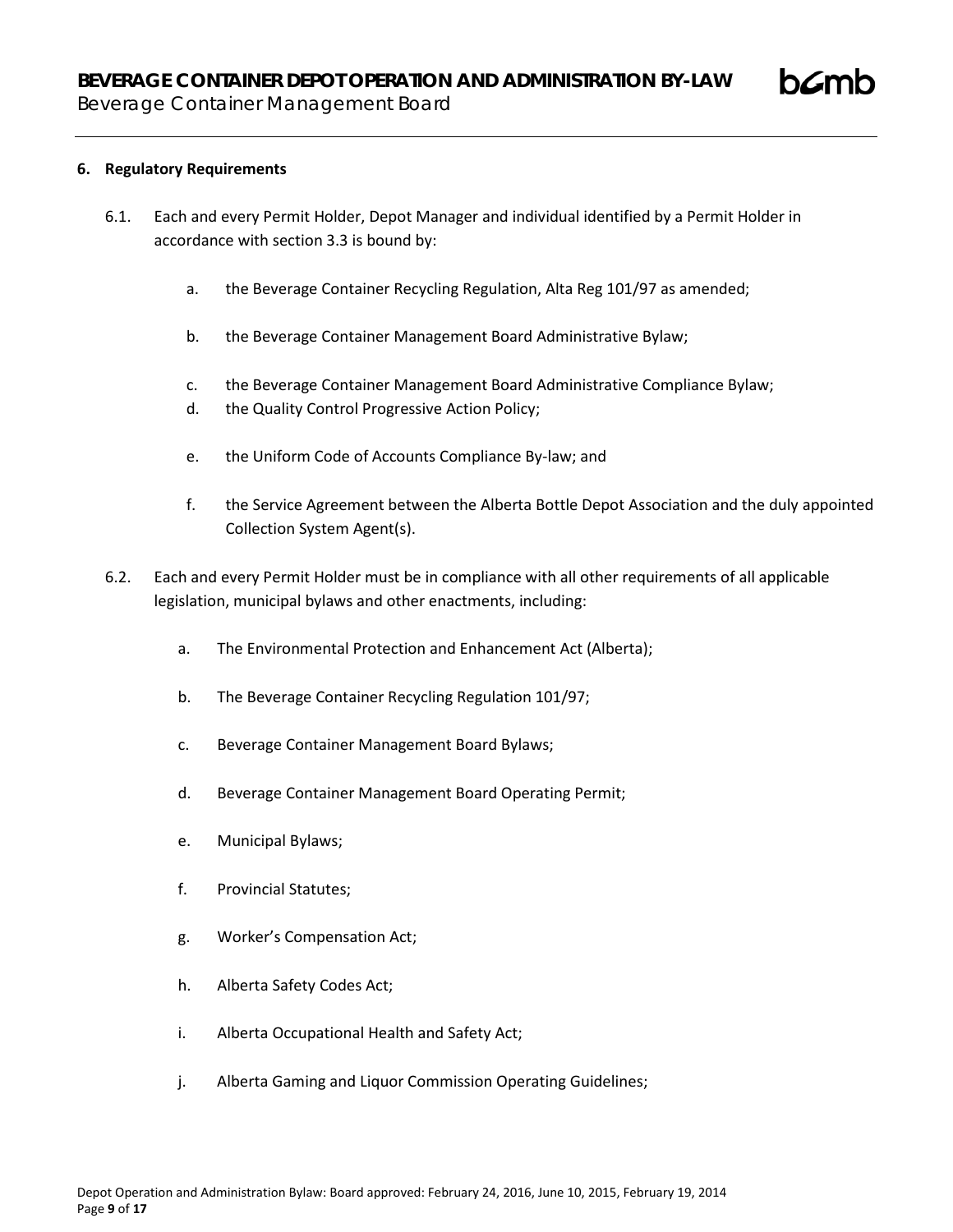## 6. Regulatory Requirements

6.1. Each and every Permit Holder, Depot Manager and individual identified by a Permit Holder in accordance with section 3.3 is bound by:

   a. the Beverage Container Recycling Regulation, Alta Reg 101/97 as amended;

   b. the Beverage Container Management Board Administrative Bylaw;

   c. the Beverage Container Management Board Administrative Compliance Bylaw;

   d. the Quality Control Progressive Action Policy;

   e. the Uniform Code of Accounts Compliance By-law; and

   f. the Service Agreement between the Alberta Bottle Depot Association and the duly appointed Collection System Agent(s).

6.2. Each and every Permit Holder must be in compliance with all other requirements of all applicable legislation, municipal bylaws and other enactments, including:

   a. The Environmental Protection and Enhancement Act (Alberta);

   b. The Beverage Container Recycling Regulation 101/97;

   c. Beverage Container Management Board Bylaws;

   d. Beverage Container Management Board Operating Permit;

   e. Municipal Bylaws;

   f. Provincial Statutes;

   g. Worker's Compensation Act;

   h. Alberta Safety Codes Act;

   i. Alberta Occupational Health and Safety Act;

   j. Alberta Gaming and Liquor Commission Operating Guidelines;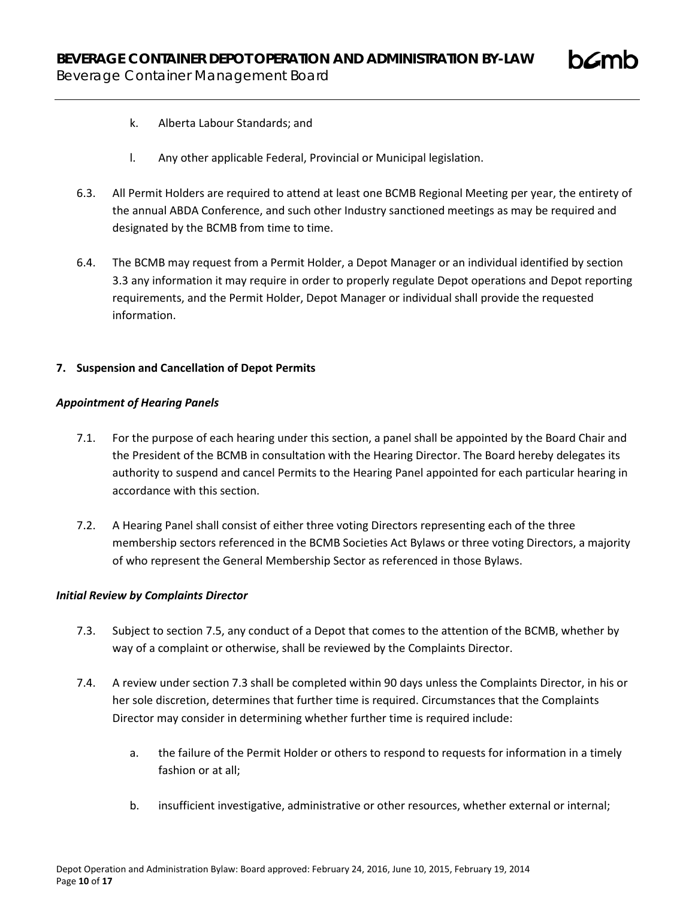k. Alberta Labour Standards; and

l. Any other applicable Federal, Provincial or Municipal legislation.

6.3. All Permit Holders are required to attend at least one BCMB Regional Meeting per year, the entirety of the annual ABDA Conference, and such other Industry sanctioned meetings as may be required and designated by the BCMB from time to time.

6.4. The BCMB may request from a Permit Holder, a Depot Manager or an individual identified by section 3.3 any information it may require in order to properly regulate Depot operations and Depot reporting requirements, and the Permit Holder, Depot Manager or individual shall provide the requested information.

## 7. Suspension and Cancellation of Depot Permits

### *Appointment of Hearing Panels*

7.1. For the purpose of each hearing under this section, a panel shall be appointed by the Board Chair and the President of the BCMB in consultation with the Hearing Director. The Board hereby delegates its authority to suspend and cancel Permits to the Hearing Panel appointed for each particular hearing in accordance with this section.

7.2. A Hearing Panel shall consist of either three voting Directors representing each of the three membership sectors referenced in the BCMB Societies Act Bylaws or three voting Directors, a majority of who represent the General Membership Sector as referenced in those Bylaws.

### *Initial Review by Complaints Director*

7.3. Subject to section 7.5, any conduct of a Depot that comes to the attention of the BCMB, whether by way of a complaint or otherwise, shall be reviewed by the Complaints Director.

7.4. A review under section 7.3 shall be completed within 90 days unless the Complaints Director, in his or her sole discretion, determines that further time is required. Circumstances that the Complaints Director may consider in determining whether further time is required include:

a. the failure of the Permit Holder or others to respond to requests for information in a timely fashion or at all;

b. insufficient investigative, administrative or other resources, whether external or internal;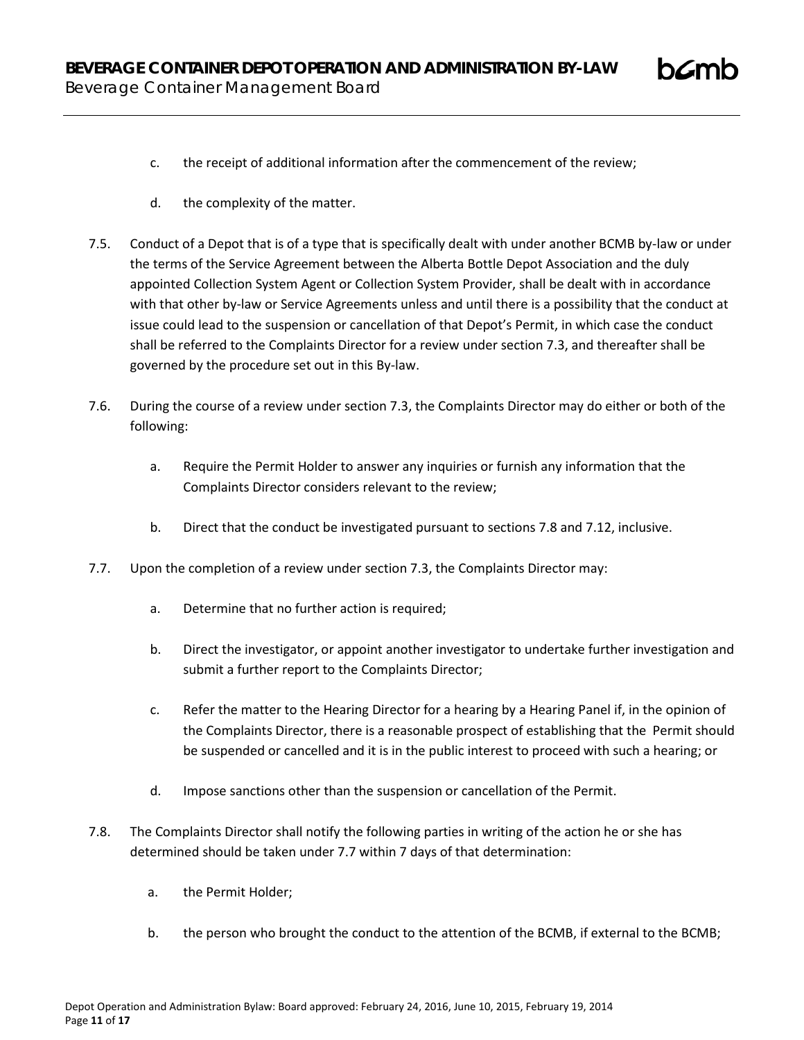c. the receipt of additional information after the commencement of the review;

d. the complexity of the matter.

7.5. Conduct of a Depot that is of a type that is specifically dealt with under another BCMB by-law or under the terms of the Service Agreement between the Alberta Bottle Depot Association and the duly appointed Collection System Agent or Collection System Provider, shall be dealt with in accordance with that other by-law or Service Agreements unless and until there is a possibility that the conduct at issue could lead to the suspension or cancellation of that Depot's Permit, in which case the conduct shall be referred to the Complaints Director for a review under section 7.3, and thereafter shall be governed by the procedure set out in this By-law.

7.6. During the course of a review under section 7.3, the Complaints Director may do either or both of the following:

a. Require the Permit Holder to answer any inquiries or furnish any information that the Complaints Director considers relevant to the review;

b. Direct that the conduct be investigated pursuant to sections 7.8 and 7.12, inclusive.

7.7. Upon the completion of a review under section 7.3, the Complaints Director may:

a. Determine that no further action is required;

b. Direct the investigator, or appoint another investigator to undertake further investigation and submit a further report to the Complaints Director;

c. Refer the matter to the Hearing Director for a hearing by a Hearing Panel if, in the opinion of the Complaints Director, there is a reasonable prospect of establishing that the Permit should be suspended or cancelled and it is in the public interest to proceed with such a hearing; or

d. Impose sanctions other than the suspension or cancellation of the Permit.

7.8. The Complaints Director shall notify the following parties in writing of the action he or she has determined should be taken under 7.7 within 7 days of that determination:

a. the Permit Holder;

b. the person who brought the conduct to the attention of the BCMB, if external to the BCMB;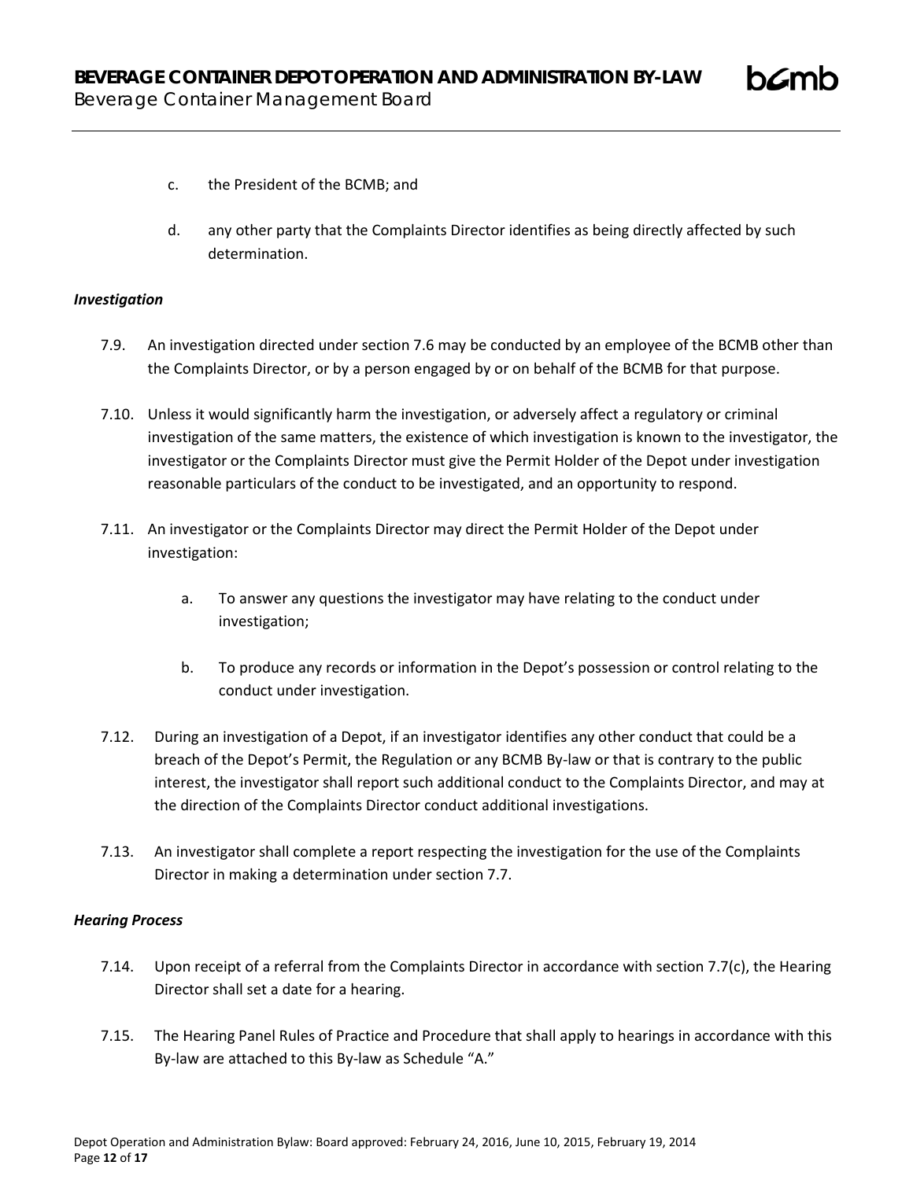c. the President of the BCMB; and

d. any other party that the Complaints Director identifies as being directly affected by such determination.

***Investigation***

7.9. An investigation directed under section 7.6 may be conducted by an employee of the BCMB other than the Complaints Director, or by a person engaged by or on behalf of the BCMB for that purpose.

7.10. Unless it would significantly harm the investigation, or adversely affect a regulatory or criminal investigation of the same matters, the existence of which investigation is known to the investigator, the investigator or the Complaints Director must give the Permit Holder of the Depot under investigation reasonable particulars of the conduct to be investigated, and an opportunity to respond.

7.11. An investigator or the Complaints Director may direct the Permit Holder of the Depot under investigation:

a. To answer any questions the investigator may have relating to the conduct under investigation;

b. To produce any records or information in the Depot's possession or control relating to the conduct under investigation.

7.12. During an investigation of a Depot, if an investigator identifies any other conduct that could be a breach of the Depot's Permit, the Regulation or any BCMB By-law or that is contrary to the public interest, the investigator shall report such additional conduct to the Complaints Director, and may at the direction of the Complaints Director conduct additional investigations.

7.13. An investigator shall complete a report respecting the investigation for the use of the Complaints Director in making a determination under section 7.7.

***Hearing Process***

7.14. Upon receipt of a referral from the Complaints Director in accordance with section 7.7(c), the Hearing Director shall set a date for a hearing.

7.15. The Hearing Panel Rules of Practice and Procedure that shall apply to hearings in accordance with this By-law are attached to this By-law as Schedule "A."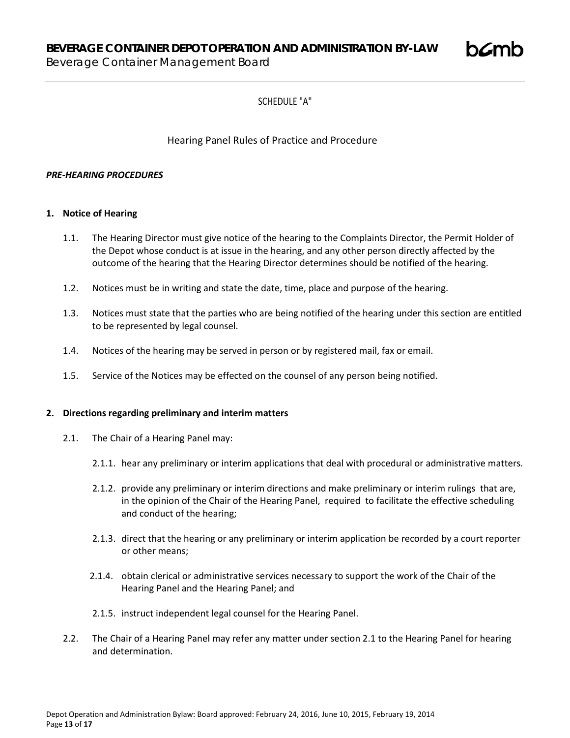SCHEDULE "A"

## Hearing Panel Rules of Practice and Procedure

***PRE-HEARING PROCEDURES***

### 1. Notice of Hearing

1.1. The Hearing Director must give notice of the hearing to the Complaints Director, the Permit Holder of the Depot whose conduct is at issue in the hearing, and any other person directly affected by the outcome of the hearing that the Hearing Director determines should be notified of the hearing.

1.2. Notices must be in writing and state the date, time, place and purpose of the hearing.

1.3. Notices must state that the parties who are being notified of the hearing under this section are entitled to be represented by legal counsel.

1.4. Notices of the hearing may be served in person or by registered mail, fax or email.

1.5. Service of the Notices may be effected on the counsel of any person being notified.

### 2. Directions regarding preliminary and interim matters

2.1. The Chair of a Hearing Panel may:

2.1.1. hear any preliminary or interim applications that deal with procedural or administrative matters.

2.1.2. provide any preliminary or interim directions and make preliminary or interim rulings that are, in the opinion of the Chair of the Hearing Panel, required to facilitate the effective scheduling and conduct of the hearing;

2.1.3. direct that the hearing or any preliminary or interim application be recorded by a court reporter or other means;

2.1.4. obtain clerical or administrative services necessary to support the work of the Chair of the Hearing Panel and the Hearing Panel; and

2.1.5. instruct independent legal counsel for the Hearing Panel.

2.2. The Chair of a Hearing Panel may refer any matter under section 2.1 to the Hearing Panel for hearing and determination.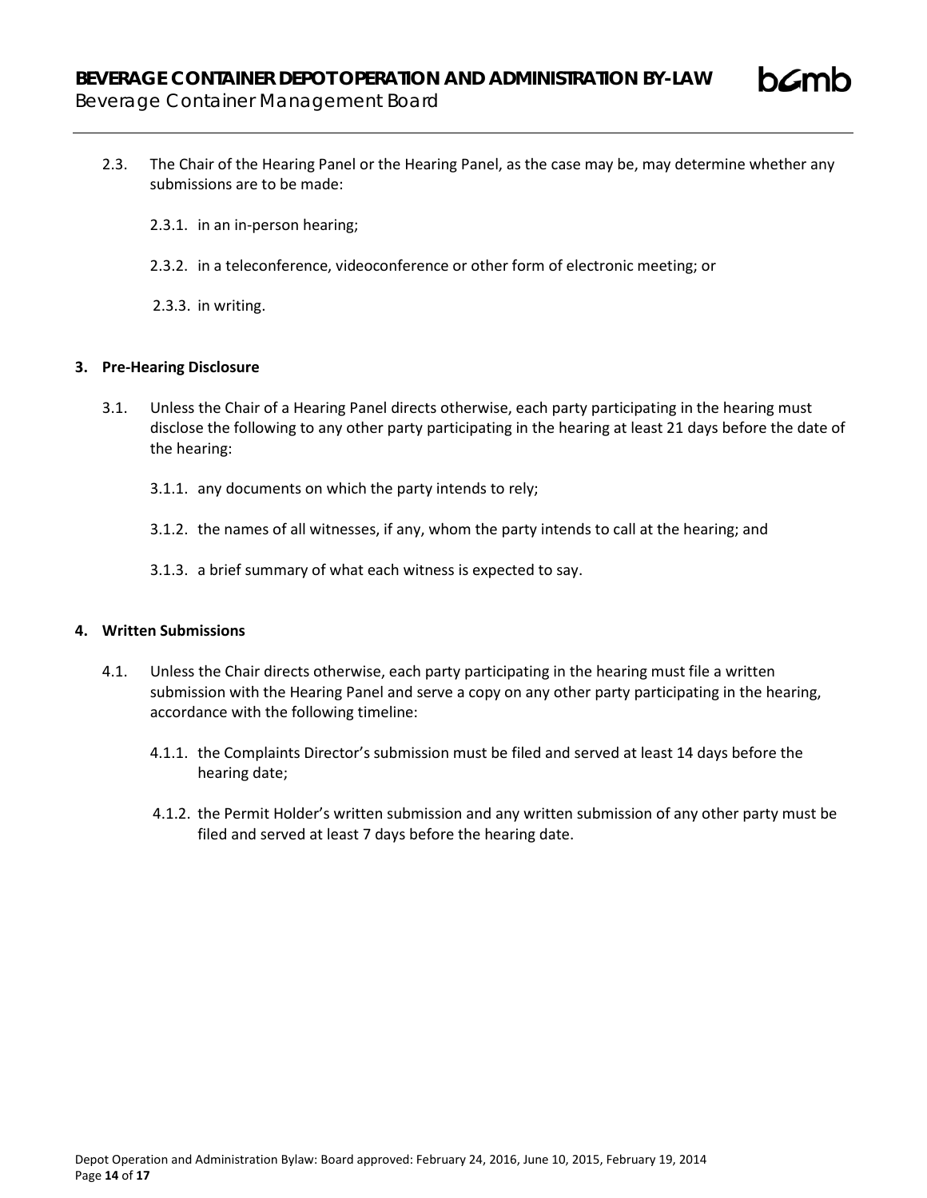2.3. The Chair of the Hearing Panel or the Hearing Panel, as the case may be, may determine whether any submissions are to be made:

2.3.1. in an in-person hearing;

2.3.2. in a teleconference, videoconference or other form of electronic meeting; or

2.3.3. in writing.

**3. Pre-Hearing Disclosure**

3.1. Unless the Chair of a Hearing Panel directs otherwise, each party participating in the hearing must disclose the following to any other party participating in the hearing at least 21 days before the date of the hearing:

3.1.1. any documents on which the party intends to rely;

3.1.2. the names of all witnesses, if any, whom the party intends to call at the hearing; and

3.1.3. a brief summary of what each witness is expected to say.

**4. Written Submissions**

4.1. Unless the Chair directs otherwise, each party participating in the hearing must file a written submission with the Hearing Panel and serve a copy on any other party participating in the hearing, accordance with the following timeline:

4.1.1. the Complaints Director's submission must be filed and served at least 14 days before the hearing date;

4.1.2. the Permit Holder's written submission and any written submission of any other party must be filed and served at least 7 days before the hearing date.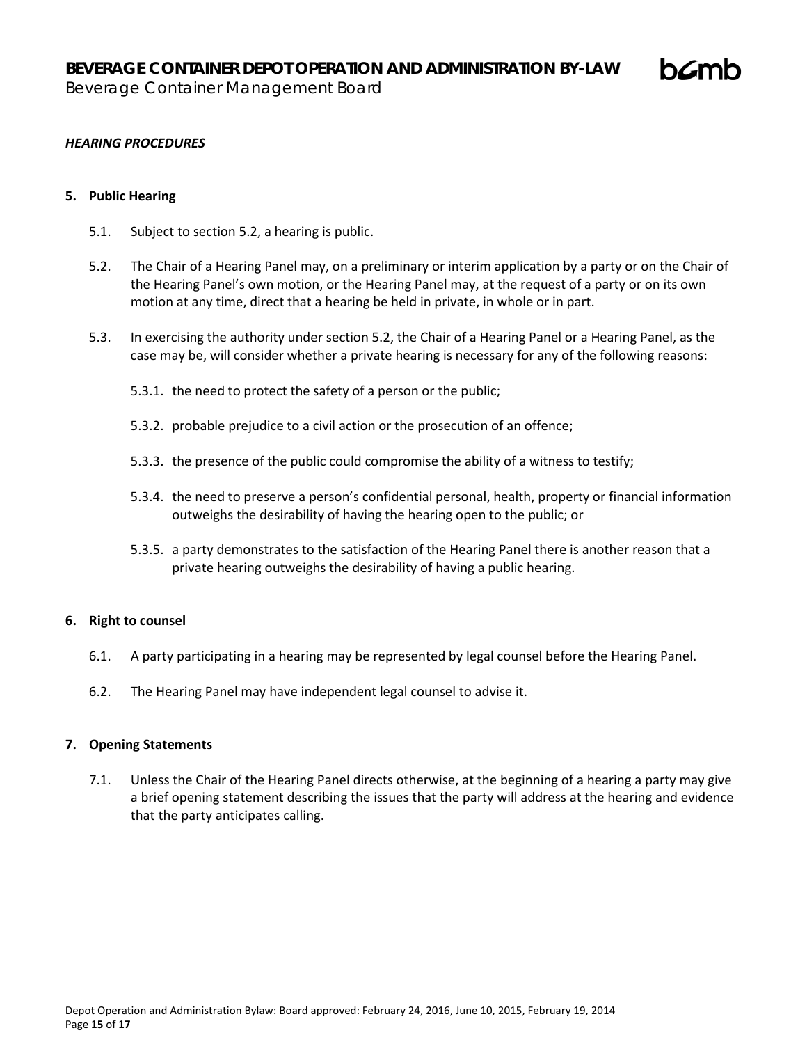***HEARING PROCEDURES***

**5. Public Hearing**

5.1. Subject to section 5.2, a hearing is public.

5.2. The Chair of a Hearing Panel may, on a preliminary or interim application by a party or on the Chair of the Hearing Panel's own motion, or the Hearing Panel may, at the request of a party or on its own motion at any time, direct that a hearing be held in private, in whole or in part.

5.3. In exercising the authority under section 5.2, the Chair of a Hearing Panel or a Hearing Panel, as the case may be, will consider whether a private hearing is necessary for any of the following reasons:

5.3.1. the need to protect the safety of a person or the public;

5.3.2. probable prejudice to a civil action or the prosecution of an offence;

5.3.3. the presence of the public could compromise the ability of a witness to testify;

5.3.4. the need to preserve a person's confidential personal, health, property or financial information outweighs the desirability of having the hearing open to the public; or

5.3.5. a party demonstrates to the satisfaction of the Hearing Panel there is another reason that a private hearing outweighs the desirability of having a public hearing.

**6. Right to counsel**

6.1. A party participating in a hearing may be represented by legal counsel before the Hearing Panel.

6.2. The Hearing Panel may have independent legal counsel to advise it.

**7. Opening Statements**

7.1. Unless the Chair of the Hearing Panel directs otherwise, at the beginning of a hearing a party may give a brief opening statement describing the issues that the party will address at the hearing and evidence that the party anticipates calling.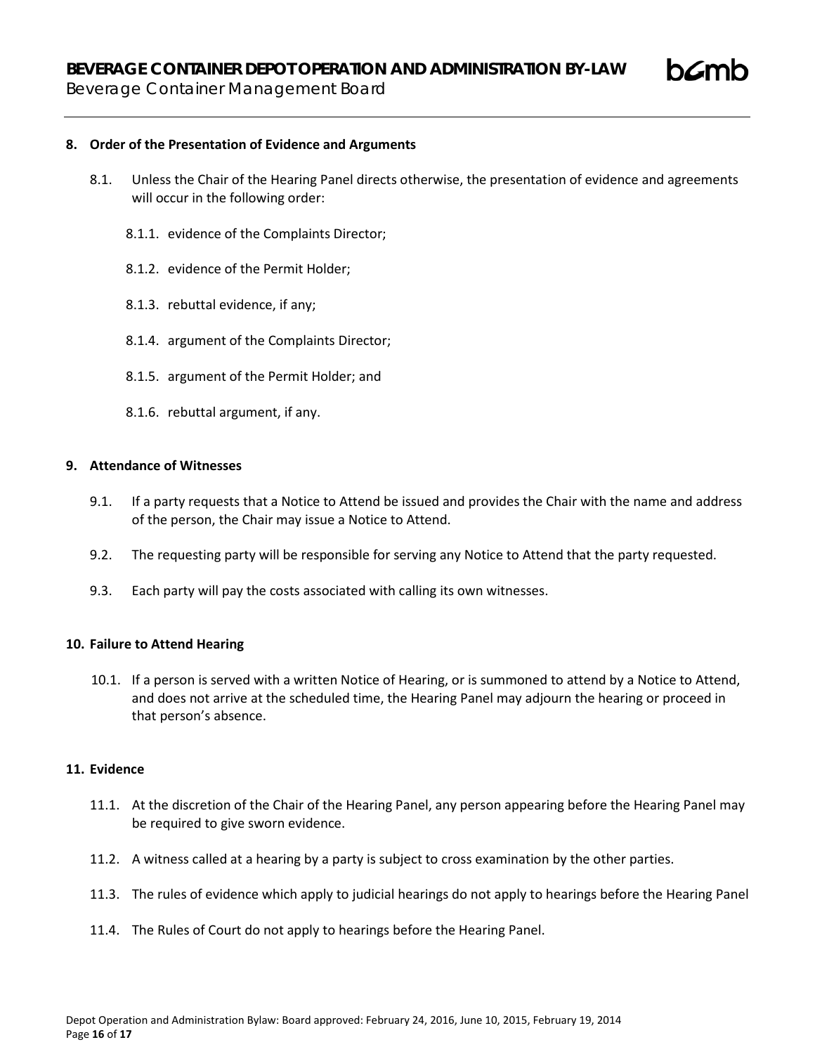## 8. Order of the Presentation of Evidence and Arguments

8.1. Unless the Chair of the Hearing Panel directs otherwise, the presentation of evidence and agreements will occur in the following order:

8.1.1. evidence of the Complaints Director;

8.1.2. evidence of the Permit Holder;

8.1.3. rebuttal evidence, if any;

8.1.4. argument of the Complaints Director;

8.1.5. argument of the Permit Holder; and

8.1.6. rebuttal argument, if any.

## 9. Attendance of Witnesses

9.1. If a party requests that a Notice to Attend be issued and provides the Chair with the name and address of the person, the Chair may issue a Notice to Attend.

9.2. The requesting party will be responsible for serving any Notice to Attend that the party requested.

9.3. Each party will pay the costs associated with calling its own witnesses.

## 10. Failure to Attend Hearing

10.1. If a person is served with a written Notice of Hearing, or is summoned to attend by a Notice to Attend, and does not arrive at the scheduled time, the Hearing Panel may adjourn the hearing or proceed in that person's absence.

## 11. Evidence

11.1. At the discretion of the Chair of the Hearing Panel, any person appearing before the Hearing Panel may be required to give sworn evidence.

11.2. A witness called at a hearing by a party is subject to cross examination by the other parties.

11.3. The rules of evidence which apply to judicial hearings do not apply to hearings before the Hearing Panel

11.4. The Rules of Court do not apply to hearings before the Hearing Panel.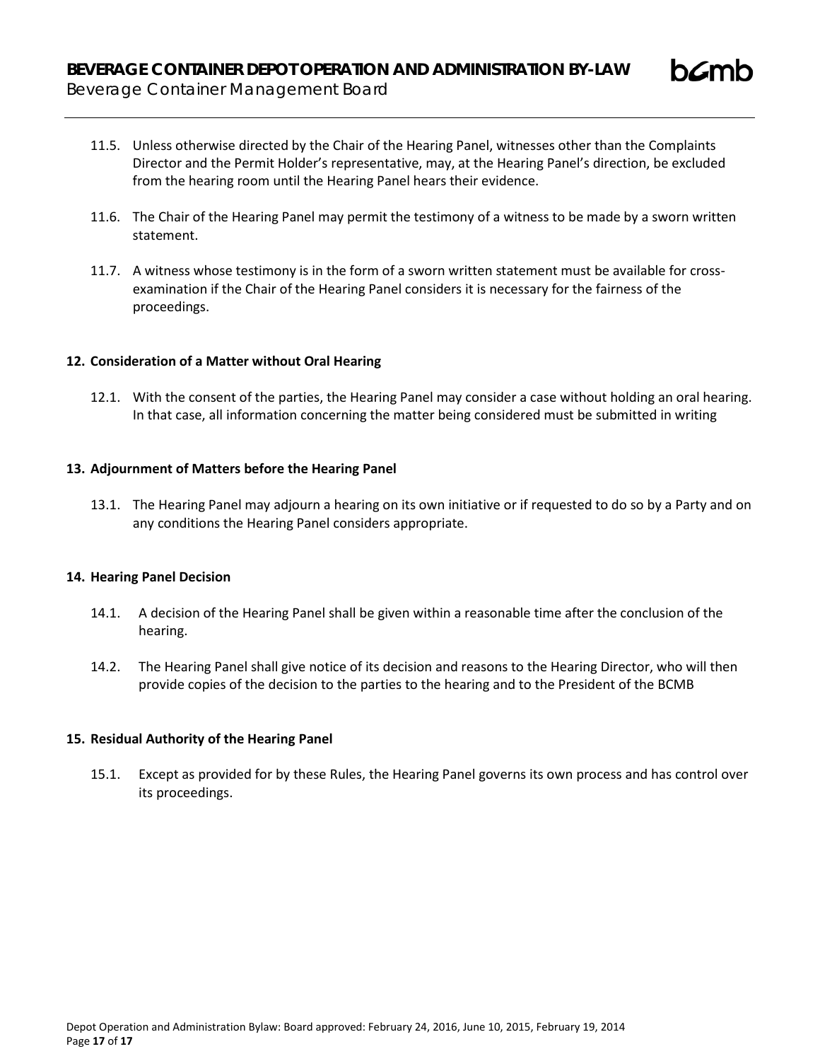11.5. Unless otherwise directed by the Chair of the Hearing Panel, witnesses other than the Complaints Director and the Permit Holder's representative, may, at the Hearing Panel's direction, be excluded from the hearing room until the Hearing Panel hears their evidence.

11.6. The Chair of the Hearing Panel may permit the testimony of a witness to be made by a sworn written statement.

11.7. A witness whose testimony is in the form of a sworn written statement must be available for cross-examination if the Chair of the Hearing Panel considers it is necessary for the fairness of the proceedings.

## 12. Consideration of a Matter without Oral Hearing

12.1. With the consent of the parties, the Hearing Panel may consider a case without holding an oral hearing. In that case, all information concerning the matter being considered must be submitted in writing

## 13. Adjournment of Matters before the Hearing Panel

13.1. The Hearing Panel may adjourn a hearing on its own initiative or if requested to do so by a Party and on any conditions the Hearing Panel considers appropriate.

## 14. Hearing Panel Decision

14.1. A decision of the Hearing Panel shall be given within a reasonable time after the conclusion of the hearing.

14.2. The Hearing Panel shall give notice of its decision and reasons to the Hearing Director, who will then provide copies of the decision to the parties to the hearing and to the President of the BCMB

## 15. Residual Authority of the Hearing Panel

15.1. Except as provided for by these Rules, the Hearing Panel governs its own process and has control over its proceedings.